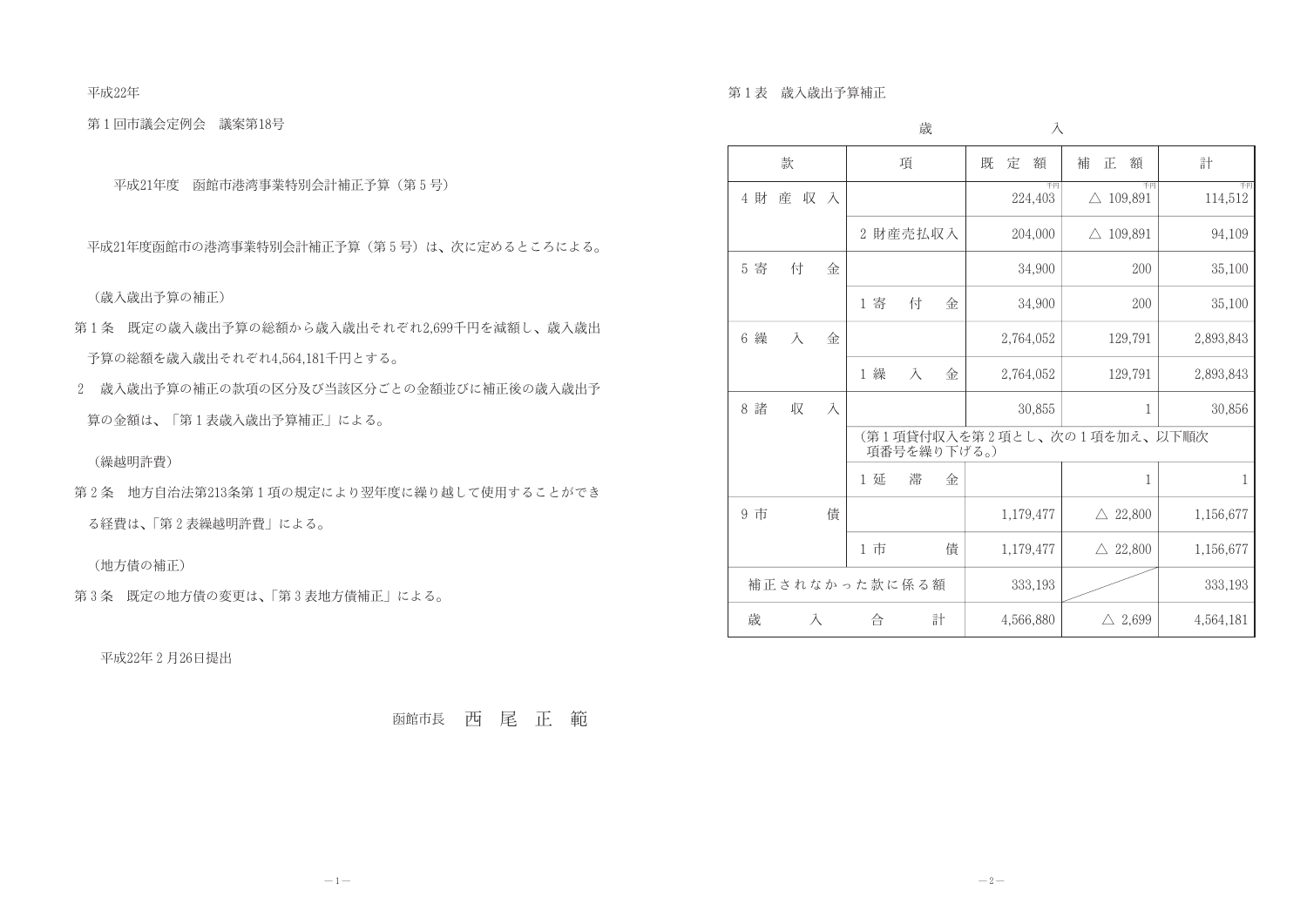平成22年

第１回市議会定例会　議案第18号

## 平成21年度　函館市港湾事業特別会計補正予算（第５号）

平成21年度函館市の港湾事業特別会計補正予算（第５号）は、次に定めるところによる。

（歳入歳出予算の補正）

第１条　既定の歳入歳出予算の総額から歳入歳出それぞれ2,699千円を減額し、歳入歳出予算の総額を歳入歳出それぞれ4,564,181千円とする。

２　歳入歳出予算の補正の款項の区分及び当該区分ごとの金額並びに補正後の歳入歳出予算の金額は、「第１表歳入歳出予算補正」による。

（繰越明許費）

第２条　地方自治法第213条第１項の規定により翌年度に繰り越して使用することができる経費は、「第２表繰越明許費」による。

（地方債の補正）

第３条　既定の地方債の変更は、「第３表地方債補正」による。

平成22年２月26日提出

函館市長　西　尾　正　範

第１表　歳入歳出予算補正

歳　入

| 款 | 項 | 既定額 | 補正額 | 計 |
|---|---|---|---|---|
| 4 財産収入 | | 224,403千円 | △ 109,891千円 | 114,512千円 |
| | 2 財産売払収入 | 204,000 | △ 109,891 | 94,109 |
| 5 寄付金 | | 34,900 | 200 | 35,100 |
| | 1 寄付金 | 34,900 | 200 | 35,100 |
| 6 繰入金 | | 2,764,052 | 129,791 | 2,893,843 |
| | 1 繰入金 | 2,764,052 | 129,791 | 2,893,843 |
| 8 諸収入 | | 30,855 | 1 | 30,856 |
| | （第１項貸付収入を第２項とし、次の１項を加え、以下順次項番号を繰り下げる。） | | | |
| | 1 延滞金 | | 1 | 1 |
| 9 市債 | | 1,179,477 | △ 22,800 | 1,156,677 |
| | 1 市債 | 1,179,477 | △ 22,800 | 1,156,677 |
| 補正されなかった款に係る額 | | 333,193 | | 333,193 |
| 歳入合計 | | 4,566,880 | △ 2,699 | 4,564,181 |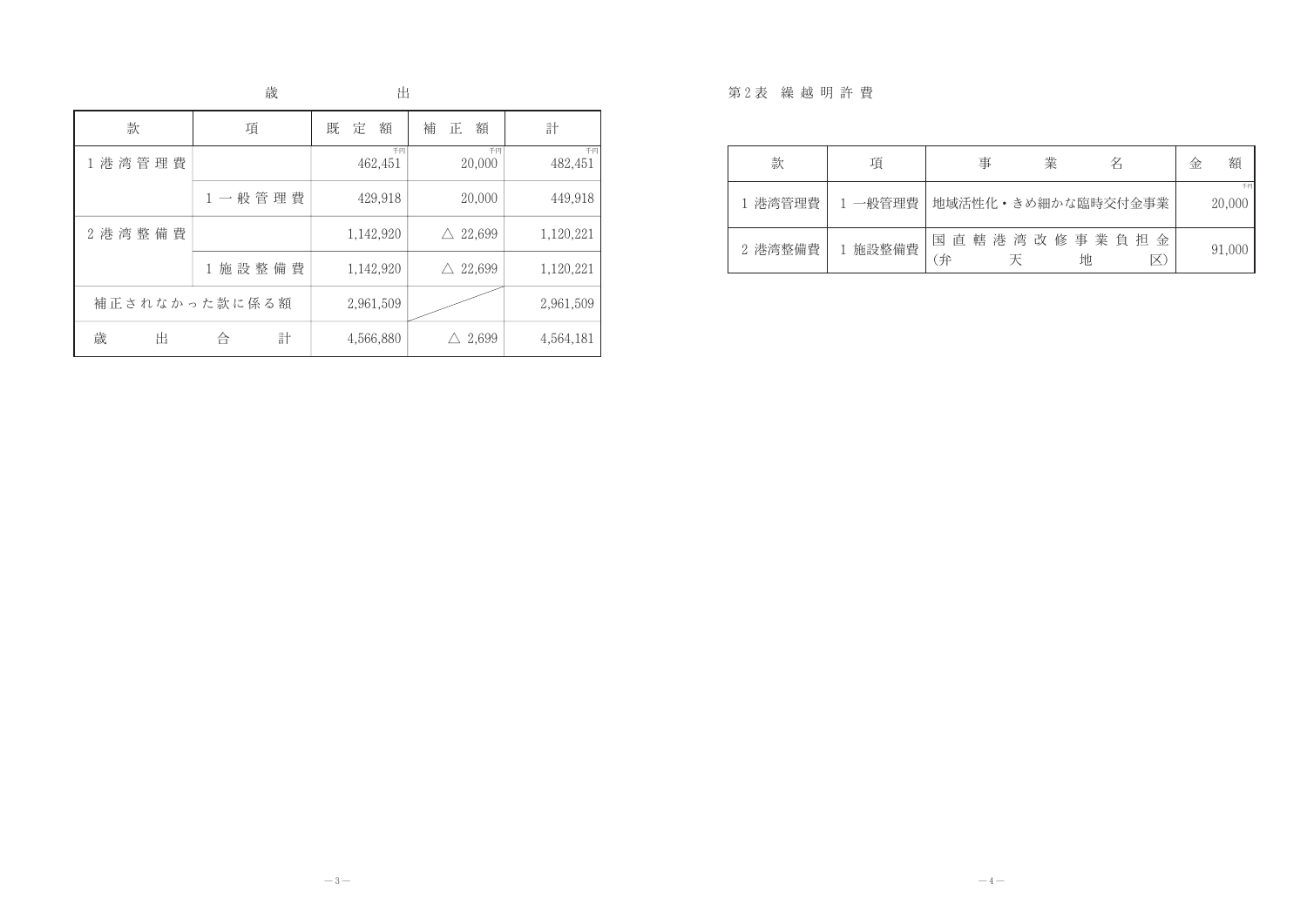歳　　　出

| 款 | 項 | 既定額 | 補正額 | 計 |
|---|---|---|---|---|
| 1 港湾管理費 | | 千円 462,451 | 千円 20,000 | 千円 482,451 |
| | 1 一般管理費 | 429,918 | 20,000 | 449,918 |
| 2 港湾整備費 | | 1,142,920 | △ 22,699 | 1,120,221 |
| | 1 施設整備費 | 1,142,920 | △ 22,699 | 1,120,221 |
| 補正されなかった款に係る額 | | 2,961,509 | | 2,961,509 |
| 歳出合計 | | 4,566,880 | △ 2,699 | 4,564,181 |

第2表　繰越明許費

| 款 | 項 | 事業名 | 金額 |
|---|---|---|---|
| 1 港湾管理費 | 1 一般管理費 | 地域活性化・きめ細かな臨時交付金事業 | 千円 20,000 |
| 2 港湾整備費 | 1 施設整備費 | 国直轄港湾改修事業負担金（弁天地区） | 91,000 |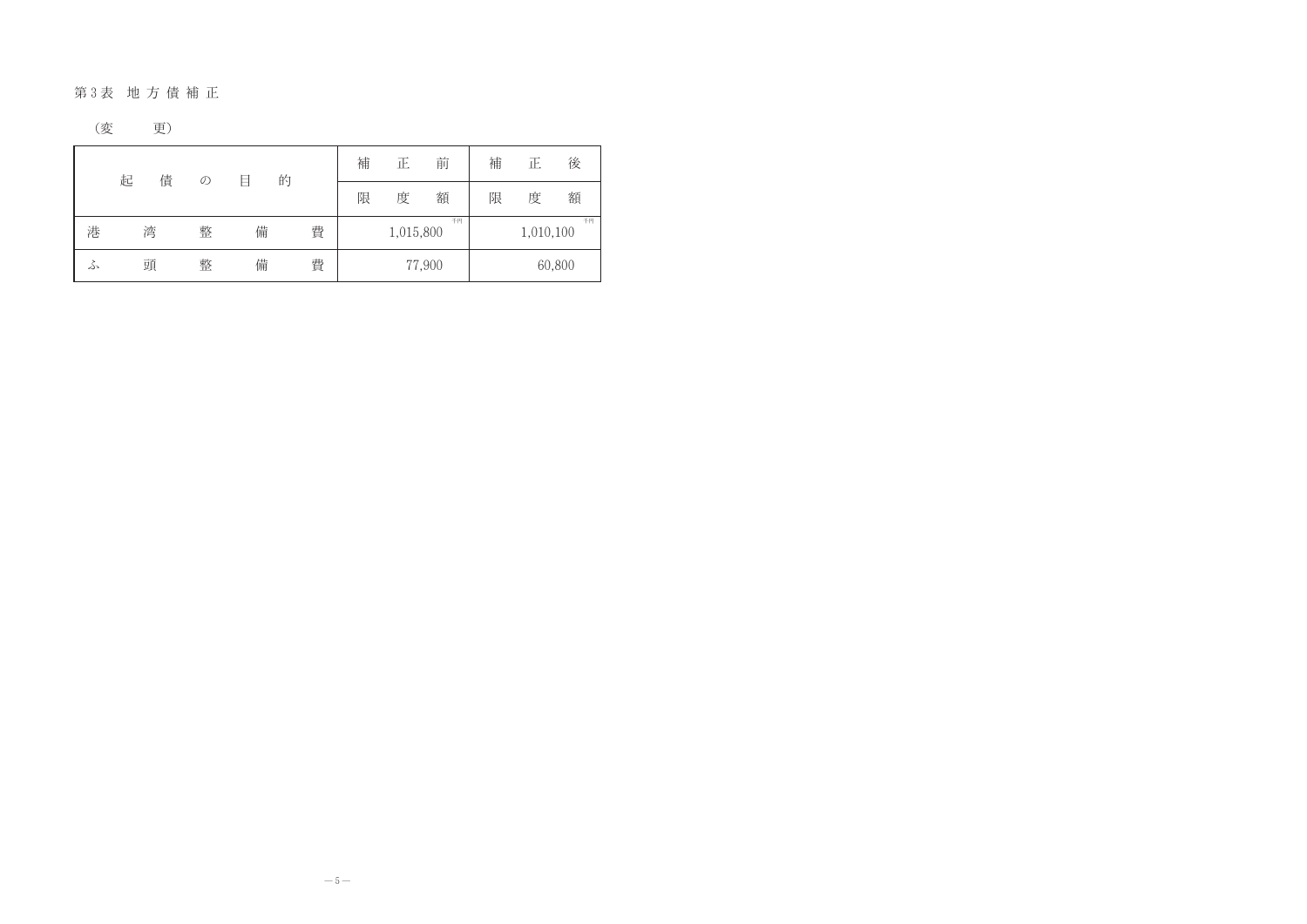第３表　地方債補正

（変　　更）

| 起債の目的 | 補正前 | 補正後 |
|---|---|---|
| | 限度額 | 限度額 |
| 港湾整備費 | 1,015,800 千円 | 1,010,100 千円 |
| ふ頭整備費 | 77,900 | 60,800 |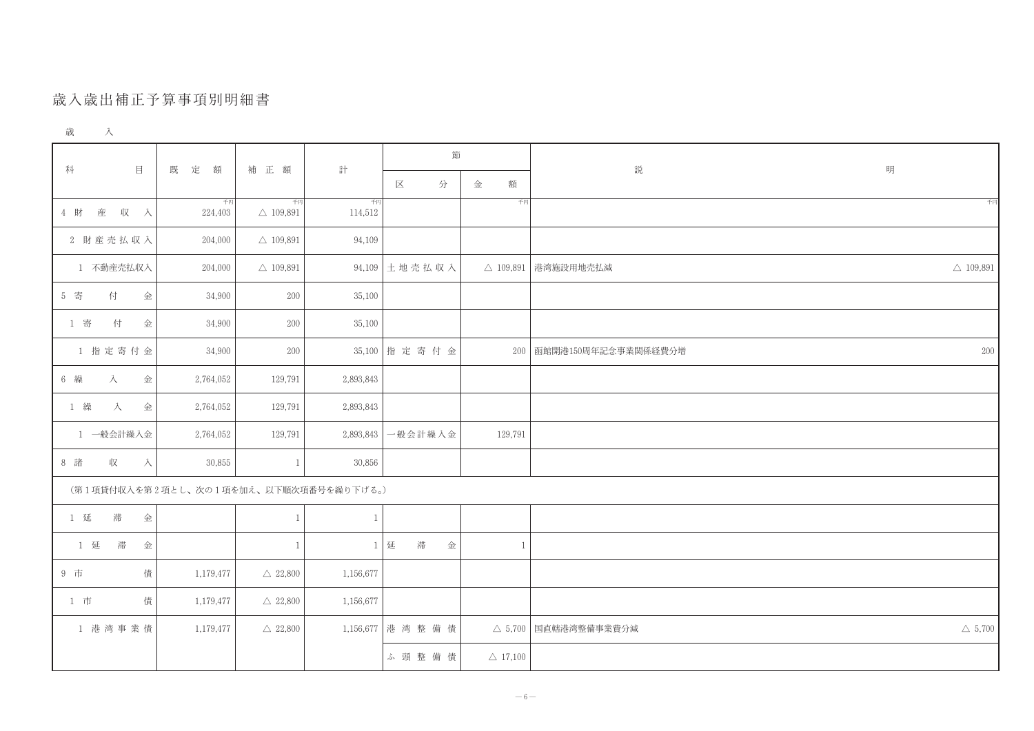# 歳入歳出補正予算事項別明細書

歳　入

| 科目 | 既定額 | 補正額 | 計 | 節 | | 説明 | |
|---|---|---|---|---|---|---|---|
| | | | | 区分 | 金額 | | |
| 4 財産収入 | 千円 224,403 | 千円 △ 109,891 | 千円 114,512 | | 千円 | | 千円 |
| 2 財産売払収入 | 204,000 | △ 109,891 | 94,109 | | | | |
| 1 不動産売払収入 | 204,000 | △ 109,891 | 94,109 | 土地売払収入 | △ 109,891 | 港湾施設用地売払減 | △ 109,891 |
| 5 寄付金 | 34,900 | 200 | 35,100 | | | | |
| 1 寄付金 | 34,900 | 200 | 35,100 | | | | |
| 1 指定寄付金 | 34,900 | 200 | 35,100 | 指定寄付金 | 200 | 函館開港150周年記念事業関係経費分増 | 200 |
| 6 繰入金 | 2,764,052 | 129,791 | 2,893,843 | | | | |
| 1 繰入金 | 2,764,052 | 129,791 | 2,893,843 | | | | |
| 1 一般会計繰入金 | 2,764,052 | 129,791 | 2,893,843 | 一般会計繰入金 | 129,791 | | |
| 8 諸収入 | 30,855 | 1 | 30,856 | | | | |
| （第1項貸付収入を第2項とし、次の1項を加え、以下順次項番号を繰り下げる。） | | | | | | | |
| 1 延滞金 | | 1 | 1 | | | | |
| 1 延滞金 | | 1 | 1 | 延滞金 | 1 | | |
| 9 市債 | 1,179,477 | △ 22,800 | 1,156,677 | | | | |
| 1 市債 | 1,179,477 | △ 22,800 | 1,156,677 | | | | |
| 1 港湾事業債 | 1,179,477 | △ 22,800 | 1,156,677 | 港湾整備債 | △ 5,700 | 国直轄港湾整備事業費分減 | △ 5,700 |
| | | | | ふ頭整備債 | △ 17,100 | | |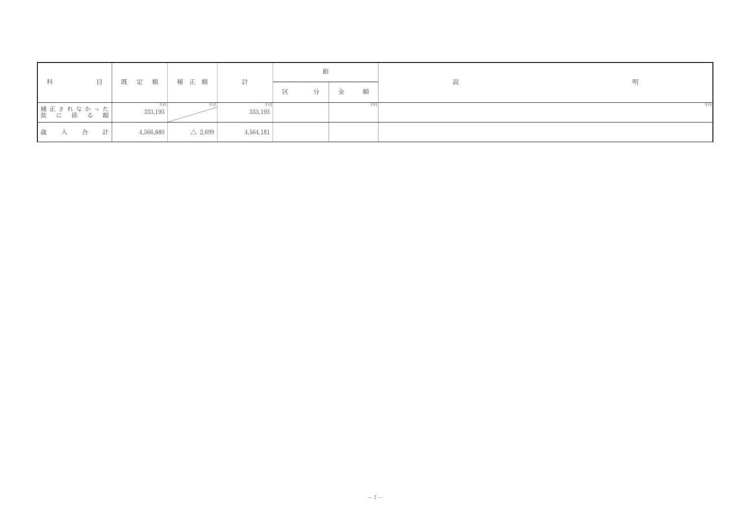| 科目 | 既定額 | 補正額 | 計 | 節 | | 説明 |
|---|---|---|---|---|---|---|
| | | | | 区分 | 金額 | |
| 補正されなかった款に係る額 | 千円<br>333,193 | 千円 | 千円<br>333,193 | | 千円 | 千円 |
| 歳入合計 | 4,566,880 | △ 2,699 | 4,564,181 | | | |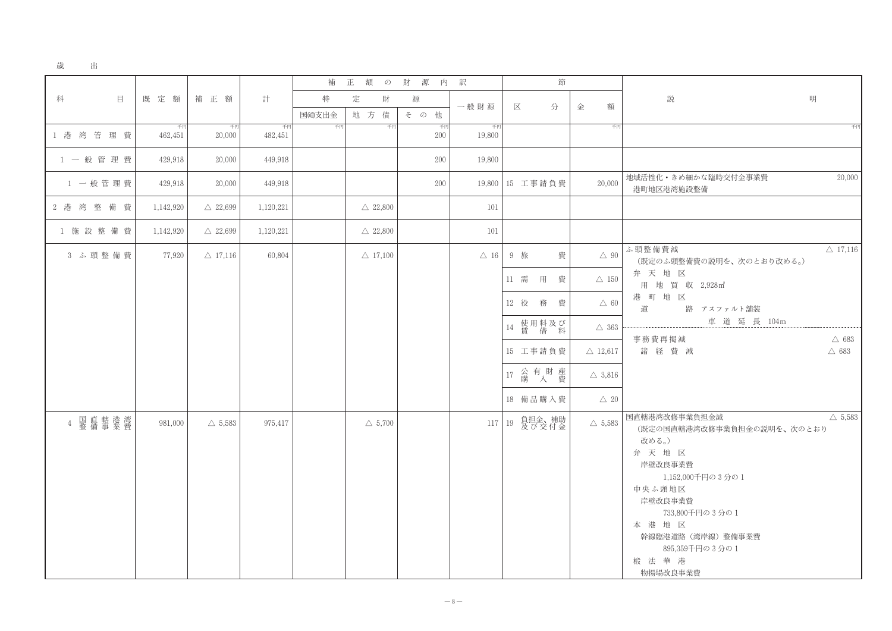歳出

| 科目 | 既定額 | 補正額 | 計 | 補正額の財源内訳 | | | | | 節 | | 説明 | |
|---|---|---|---|---|---|---|---|---|---|---|---|---|
| | | | | 特定財源 | | | | 一般財源 | 区分 | 金額 | | |
| | | | | 国庫支出金 | 地方債 | その他 | | | | | | |
| | 千円 | 千円 | 千円 | 千円 | 千円 | 千円 | | 千円 | | 千円 | | 千円 |
| 1 港湾管理費 | 462,451 | 20,000 | 482,451 | | | 200 | | 19,800 | | | | |
| 1 一般管理費 | 429,918 | 20,000 | 449,918 | | | 200 | | 19,800 | | | | |
| 1 一般管理費 | 429,918 | 20,000 | 449,918 | | | 200 | | 19,800 | 15 工事請負費 | 20,000 | 地域活性化・きめ細かな臨時交付金事業費<br>港町地区港湾施設整備 | 20,000 |
| 2 港湾整備費 | 1,142,920 | △ 22,699 | 1,120,221 | | △ 22,800 | | | 101 | | | | |
| 1 施設整備費 | 1,142,920 | △ 22,699 | 1,120,221 | | △ 22,800 | | | 101 | | | | |
| 3 ふ頭整備費 | 77,920 | △ 17,116 | 60,804 | | △ 17,100 | | | △ 16 | 9 旅費 | △ 90 | ふ頭整備費減<br>（既定のふ頭整備費の説明を、次のとおり改める。）<br>弁天地区<br>用地買収 2,928㎡<br>港町地区<br>道路 アスファルト舗装<br>車道延長 104m | △ 17,116 |
| | | | | | | | | | 11 需用費 | △ 150 | | |
| | | | | | | | | | 12 役務費 | △ 60 | | |
| | | | | | | | | | 14 使用料及び賃借料 | △ 363 | 事務費再掲減 | △ 683 |
| | | | | | | | | | 15 工事請負費 | △ 12,617 | 諸経費減 | △ 683 |
| | | | | | | | | | 17 公有財産購入費 | △ 3,816 | | |
| | | | | | | | | | 18 備品購入費 | △ 20 | | |
| 4 国直轄港湾整備事業費 | 981,000 | △ 5,583 | 975,417 | | △ 5,700 | | | 117 | 19 負担金、補助及び交付金 | △ 5,583 | 国直轄港湾改修事業負担金減<br>（既定の国直轄港湾改修事業負担金の説明を、次のとおり改める。）<br>弁天地区<br>岸壁改良事業費<br>1,152,000千円の3分の1<br>中央ふ頭地区<br>岸壁改良事業費<br>733,800千円の3分の1<br>本港地区<br>幹線臨港道路（湾岸線）整備事業費<br>895,359千円の3分の1<br>般法華港<br>物揚場改良事業費 | △ 5,583 |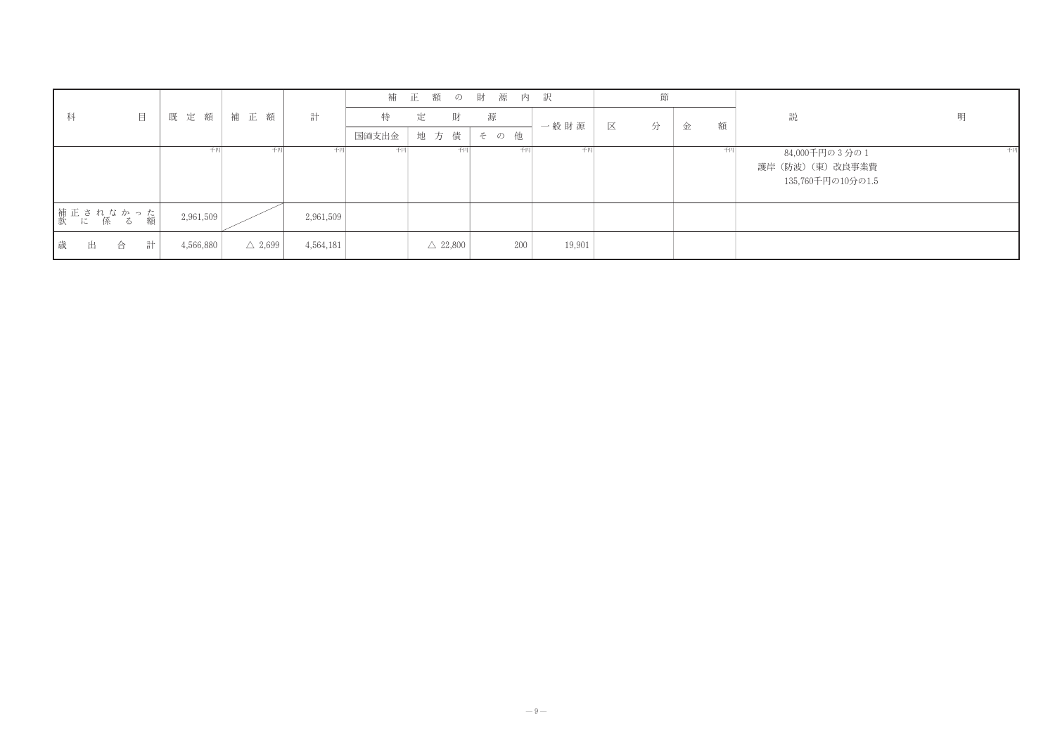| 科目 | 既定額 | 補正額 | 計 | 補正額の財源内訳 | | | | 節 | | 説明 |
|---|---|---|---|---|---|---|---|---|---|---|
| | | | | 特定財源 | | | 一般財源 | 区分 | 金額 | |
| | | | | 国庫支出金 | 地方債 | その他 | | | | |
| | 千円 | 千円 | 千円 | 千円 | 千円 | 千円 | 千円 | | 千円 | 84,000千円の3分の1<br>護岸（防波）（東）改良事業費<br>135,760千円の10分の1.5 千円 |
| 補正されなかった款に係る額 | 2,961,509 | | 2,961,509 | | | | | | | |
| 歳出合計 | 4,566,880 | △ 2,699 | 4,564,181 | | △ 22,800 | 200 | 19,901 | | | |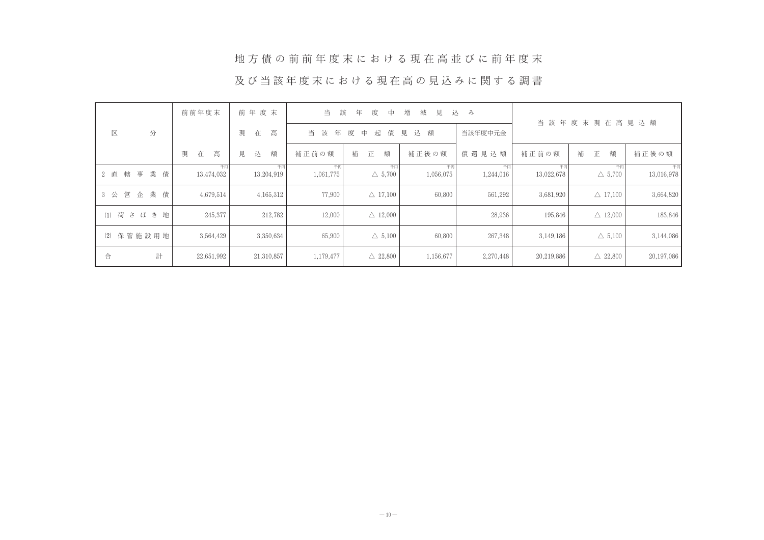# 地方債の前前年度末における現在高並びに前年度末及び当該年度末における現在高の見込みに関する調書

| 区分 | 前前年度末現在高 | 前年度末現在高見込額 | 当該年度中増減見込み | | | | 当該年度末現在高見込額 | | |
|---|---|---|---|---|---|---|---|---|---|
| | | | 当該年度中起債見込額 | | | 当該年度中元金 | | | |
| | | | 補正前の額 | 補正額 | 補正後の額 | 償還見込額 | 補正前の額 | 補正額 | 補正後の額 |
| 2 直轄事業債 | 千円 13,474,032 | 千円 13,204,919 | 千円 1,061,775 | 千円 △ 5,700 | 千円 1,056,075 | 千円 1,244,016 | 千円 13,022,678 | 千円 △ 5,700 | 千円 13,016,978 |
| 3 公営企業債 | 4,679,514 | 4,165,312 | 77,900 | △ 17,100 | 60,800 | 561,292 | 3,681,920 | △ 17,100 | 3,664,820 |
| (1) 荷さばき地 | 245,377 | 212,782 | 12,000 | △ 12,000 | | 28,936 | 195,846 | △ 12,000 | 183,846 |
| (2) 保管施設用地 | 3,564,429 | 3,350,634 | 65,900 | △ 5,100 | 60,800 | 267,348 | 3,149,186 | △ 5,100 | 3,144,086 |
| 合計 | 22,651,992 | 21,310,857 | 1,179,477 | △ 22,800 | 1,156,677 | 2,270,448 | 20,219,886 | △ 22,800 | 20,197,086 |